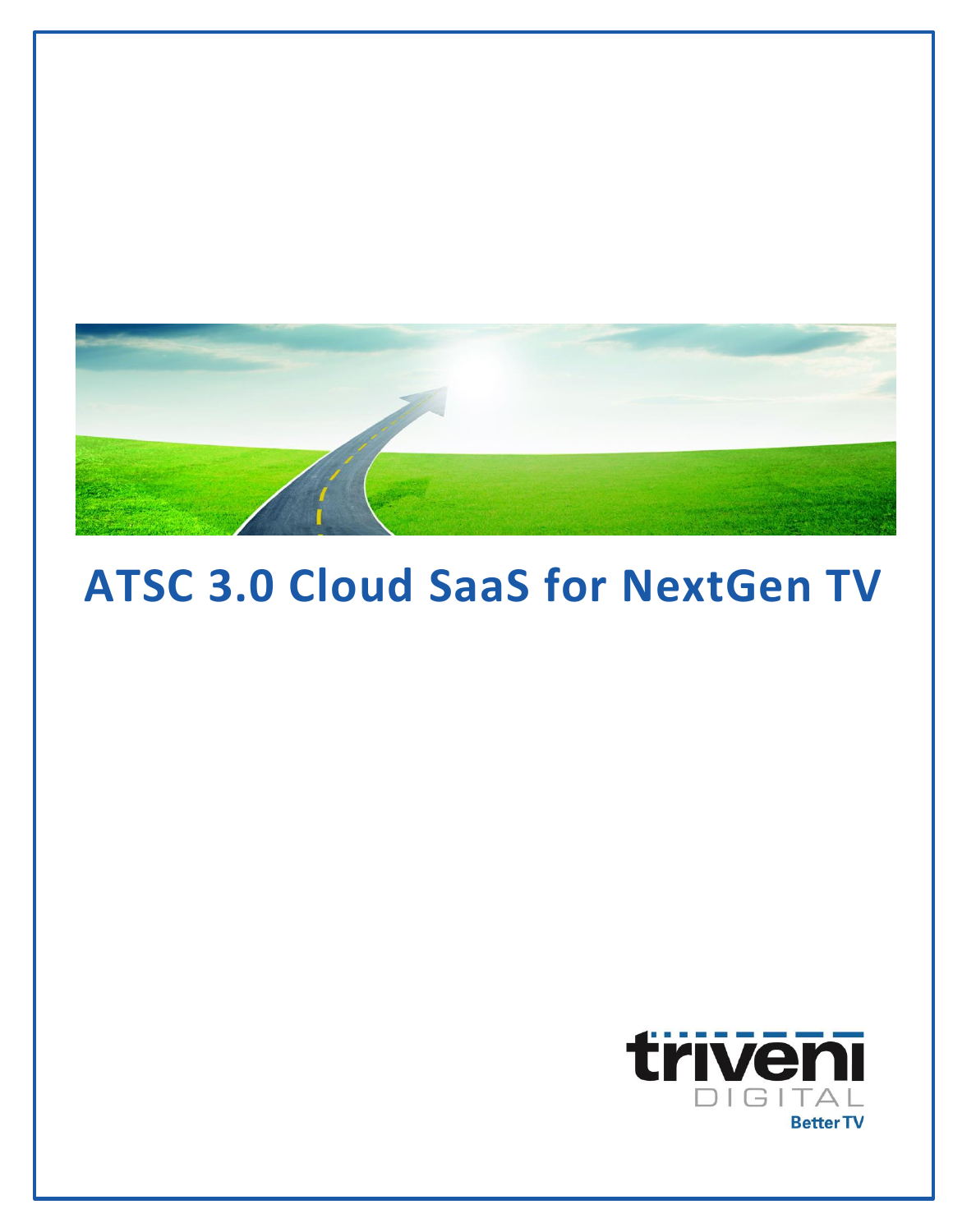# ATSC 3.0 Cloud SaaS for NextGen TV

triveni DIGITAL

Better TV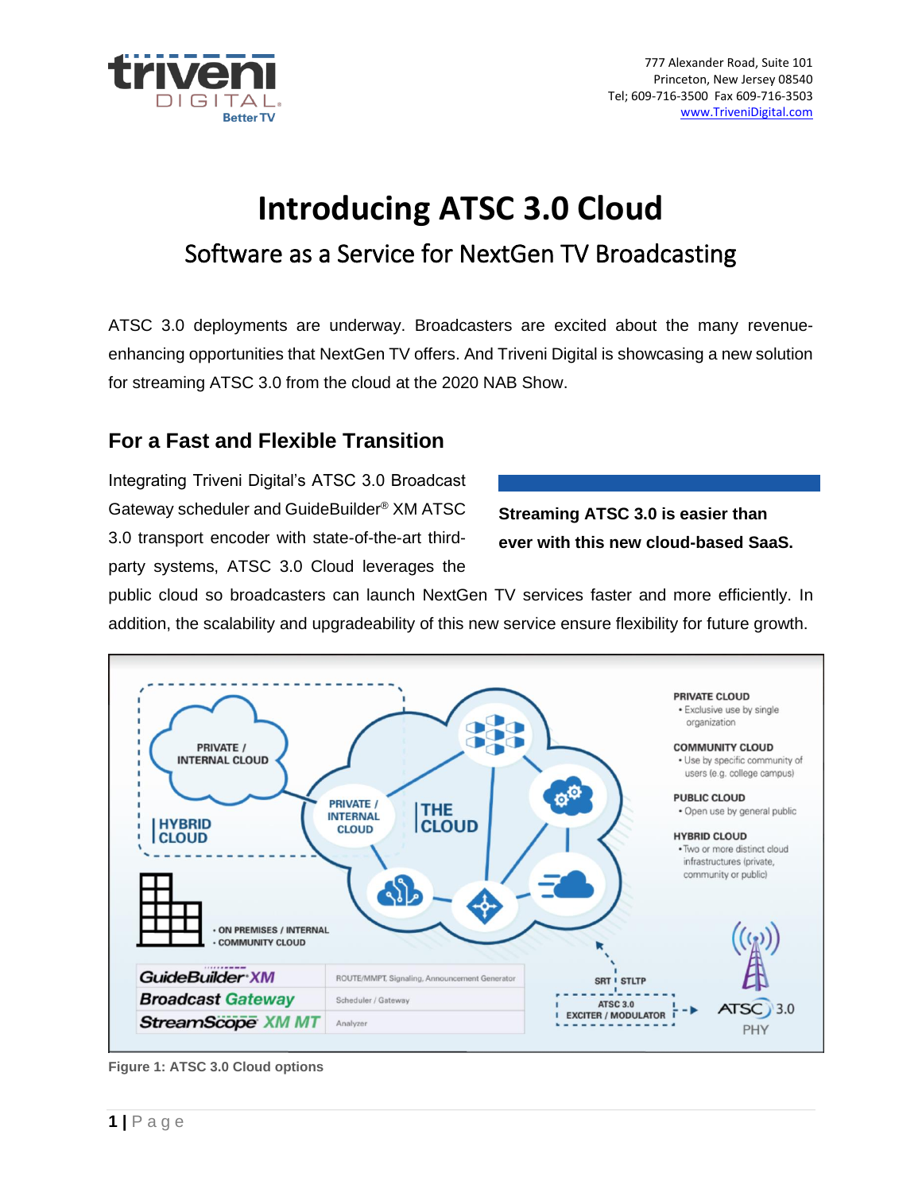# Introducing ATSC 3.0 Cloud

## Software as a Service for NextGen TV Broadcasting

ATSC 3.0 deployments are underway. Broadcasters are excited about the many revenue-enhancing opportunities that NextGen TV offers. And Triveni Digital is showcasing a new solution for streaming ATSC 3.0 from the cloud at the 2020 NAB Show.

### For a Fast and Flexible Transition

**Streaming ATSC 3.0 is easier than ever with this new cloud-based SaaS.**

Integrating Triveni Digital's ATSC 3.0 Broadcast Gateway scheduler and GuideBuilder® XM ATSC 3.0 transport encoder with state-of-the-art third-party systems, ATSC 3.0 Cloud leverages the public cloud so broadcasters can launch NextGen TV services faster and more efficiently. In addition, the scalability and upgradeability of this new service ensure flexibility for future growth.

**Figure 1: ATSC 3.0 Cloud options**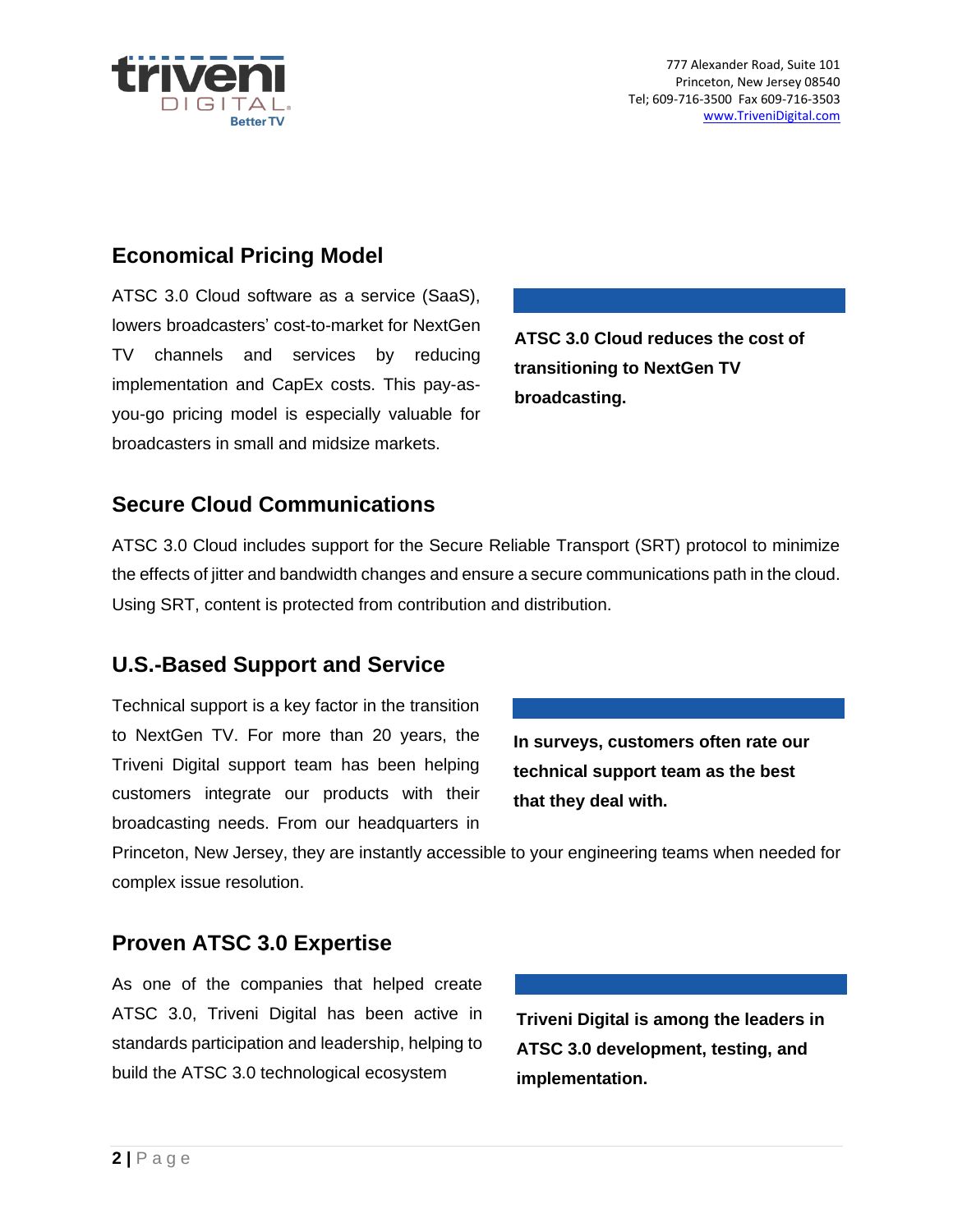## Economical Pricing Model

ATSC 3.0 Cloud software as a service (SaaS), lowers broadcasters' cost-to-market for NextGen TV channels and services by reducing implementation and CapEx costs. This pay-as-you-go pricing model is especially valuable for broadcasters in small and midsize markets.

**ATSC 3.0 Cloud reduces the cost of transitioning to NextGen TV broadcasting.**

## Secure Cloud Communications

ATSC 3.0 Cloud includes support for the Secure Reliable Transport (SRT) protocol to minimize the effects of jitter and bandwidth changes and ensure a secure communications path in the cloud. Using SRT, content is protected from contribution and distribution.

## U.S.-Based Support and Service

Technical support is a key factor in the transition to NextGen TV. For more than 20 years, the Triveni Digital support team has been helping customers integrate our products with their broadcasting needs. From our headquarters in Princeton, New Jersey, they are instantly accessible to your engineering teams when needed for complex issue resolution.

**In surveys, customers often rate our technical support team as the best that they deal with.**

## Proven ATSC 3.0 Expertise

As one of the companies that helped create ATSC 3.0, Triveni Digital has been active in standards participation and leadership, helping to build the ATSC 3.0 technological ecosystem

**Triveni Digital is among the leaders in ATSC 3.0 development, testing, and implementation.**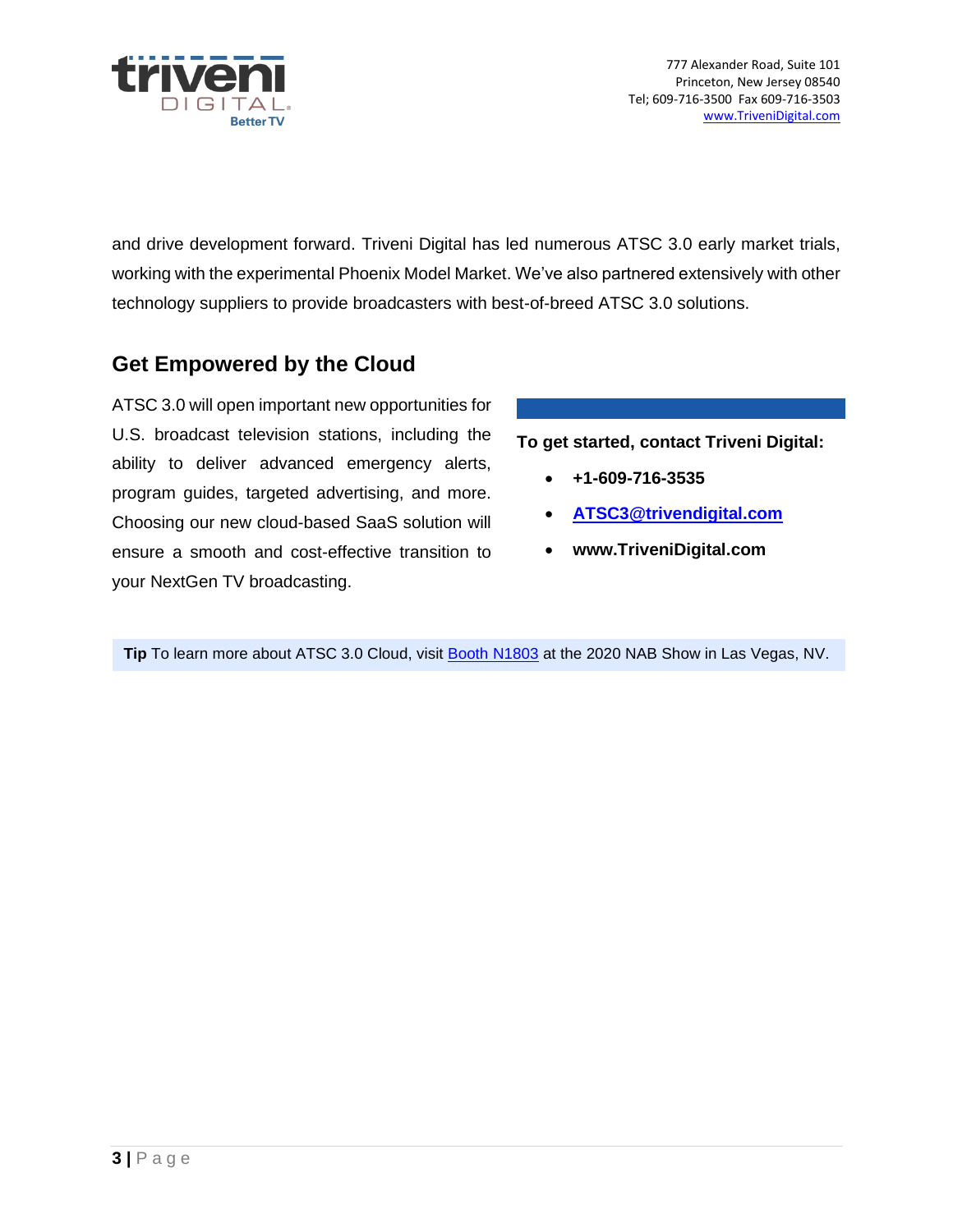and drive development forward. Triveni Digital has led numerous ATSC 3.0 early market trials, working with the experimental Phoenix Model Market. We've also partnered extensively with other technology suppliers to provide broadcasters with best-of-breed ATSC 3.0 solutions.

## Get Empowered by the Cloud

ATSC 3.0 will open important new opportunities for U.S. broadcast television stations, including the ability to deliver advanced emergency alerts, program guides, targeted advertising, and more. Choosing our new cloud-based SaaS solution will ensure a smooth and cost-effective transition to your NextGen TV broadcasting.

**To get started, contact Triveni Digital:**

- **+1-609-716-3535**
- **ATSC3@trivendigital.com**
- **www.TriveniDigital.com**

**Tip** To learn more about ATSC 3.0 Cloud, visit Booth N1803 at the 2020 NAB Show in Las Vegas, NV.